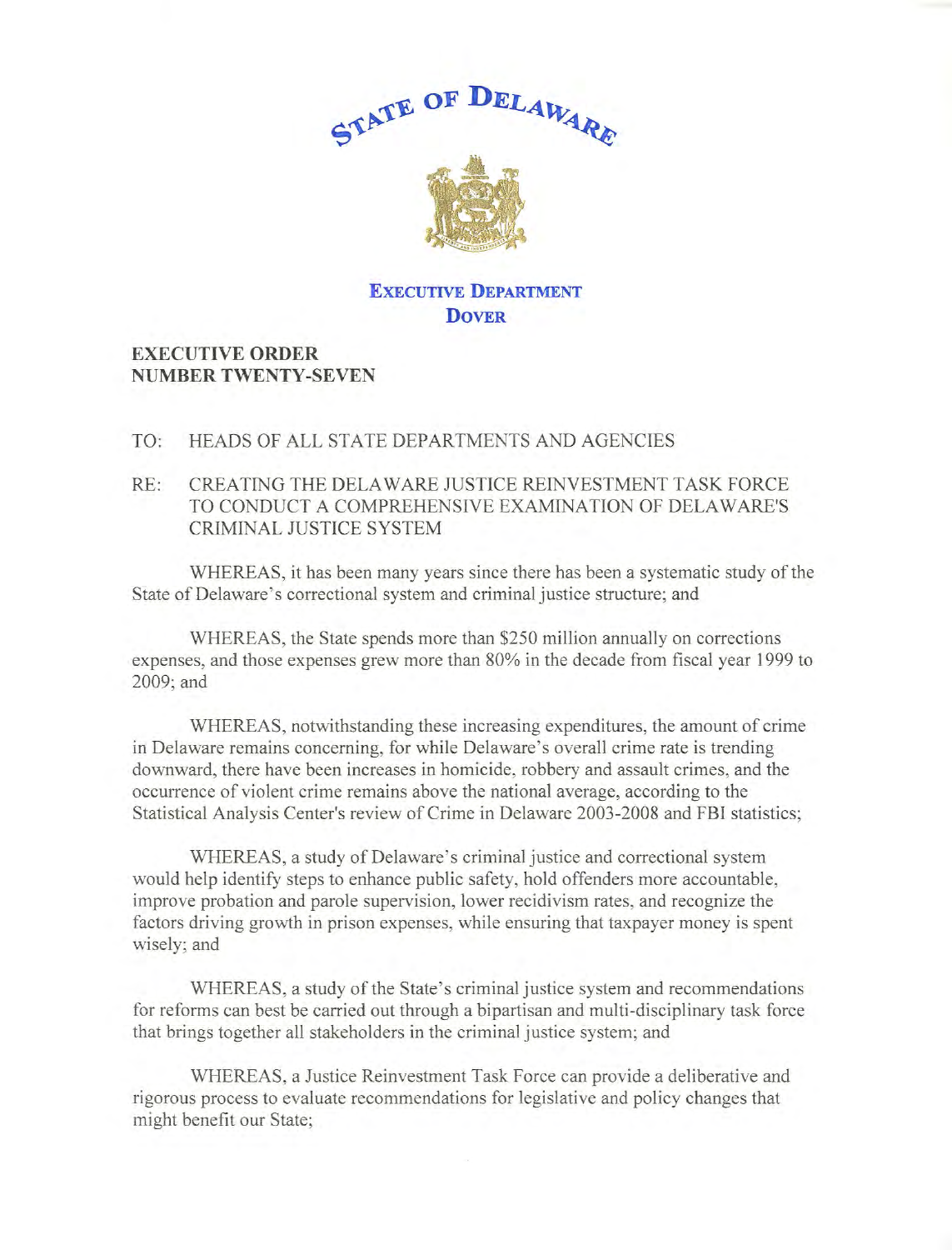# STATE OF DELAWARE

## EXECUTIVE DEPARTMENT
## DOVER

**EXECUTIVE ORDER**
**NUMBER TWENTY-SEVEN**

TO: HEADS OF ALL STATE DEPARTMENTS AND AGENCIES

RE: CREATING THE DELAWARE JUSTICE REINVESTMENT TASK FORCE TO CONDUCT A COMPREHENSIVE EXAMINATION OF DELAWARE'S CRIMINAL JUSTICE SYSTEM

WHEREAS, it has been many years since there has been a systematic study of the State of Delaware's correctional system and criminal justice structure; and

WHEREAS, the State spends more than $250 million annually on corrections expenses, and those expenses grew more than 80% in the decade from fiscal year 1999 to 2009; and

WHEREAS, notwithstanding these increasing expenditures, the amount of crime in Delaware remains concerning, for while Delaware's overall crime rate is trending downward, there have been increases in homicide, robbery and assault crimes, and the occurrence of violent crime remains above the national average, according to the Statistical Analysis Center's review of Crime in Delaware 2003-2008 and FBI statistics;

WHEREAS, a study of Delaware's criminal justice and correctional system would help identify steps to enhance public safety, hold offenders more accountable, improve probation and parole supervision, lower recidivism rates, and recognize the factors driving growth in prison expenses, while ensuring that taxpayer money is spent wisely; and

WHEREAS, a study of the State's criminal justice system and recommendations for reforms can best be carried out through a bipartisan and multi-disciplinary task force that brings together all stakeholders in the criminal justice system; and

WHEREAS, a Justice Reinvestment Task Force can provide a deliberative and rigorous process to evaluate recommendations for legislative and policy changes that might benefit our State;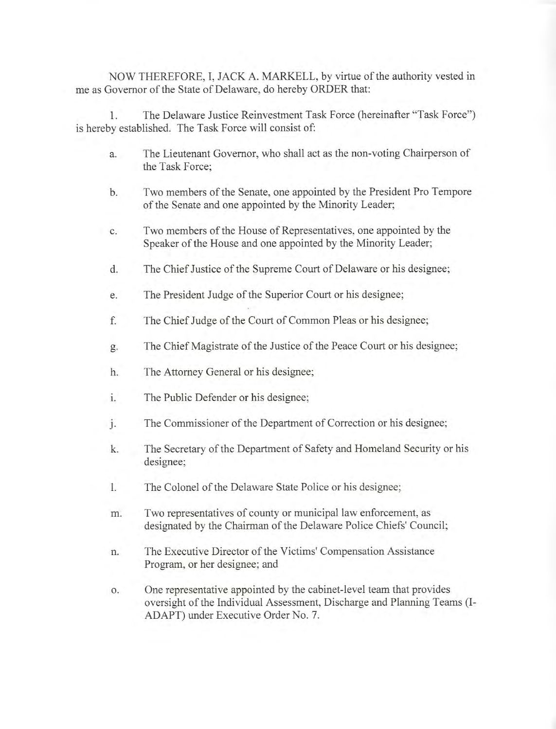NOW THEREFORE, I, JACK A. MARKELL, by virtue of the authority vested in me as Governor of the State of Delaware, do hereby ORDER that:

1. The Delaware Justice Reinvestment Task Force (hereinafter "Task Force") is hereby established. The Task Force will consist of:

   a. The Lieutenant Governor, who shall act as the non-voting Chairperson of the Task Force;

   b. Two members of the Senate, one appointed by the President Pro Tempore of the Senate and one appointed by the Minority Leader;

   c. Two members of the House of Representatives, one appointed by the Speaker of the House and one appointed by the Minority Leader;

   d. The Chief Justice of the Supreme Court of Delaware or his designee;

   e. The President Judge of the Superior Court or his designee;

   f. The Chief Judge of the Court of Common Pleas or his designee;

   g. The Chief Magistrate of the Justice of the Peace Court or his designee;

   h. The Attorney General or his designee;

   i. The Public Defender or his designee;

   j. The Commissioner of the Department of Correction or his designee;

   k. The Secretary of the Department of Safety and Homeland Security or his designee;

   l. The Colonel of the Delaware State Police or his designee;

   m. Two representatives of county or municipal law enforcement, as designated by the Chairman of the Delaware Police Chiefs' Council;

   n. The Executive Director of the Victims' Compensation Assistance Program, or her designee; and

   o. One representative appointed by the cabinet-level team that provides oversight of the Individual Assessment, Discharge and Planning Teams (I-ADAPT) under Executive Order No. 7.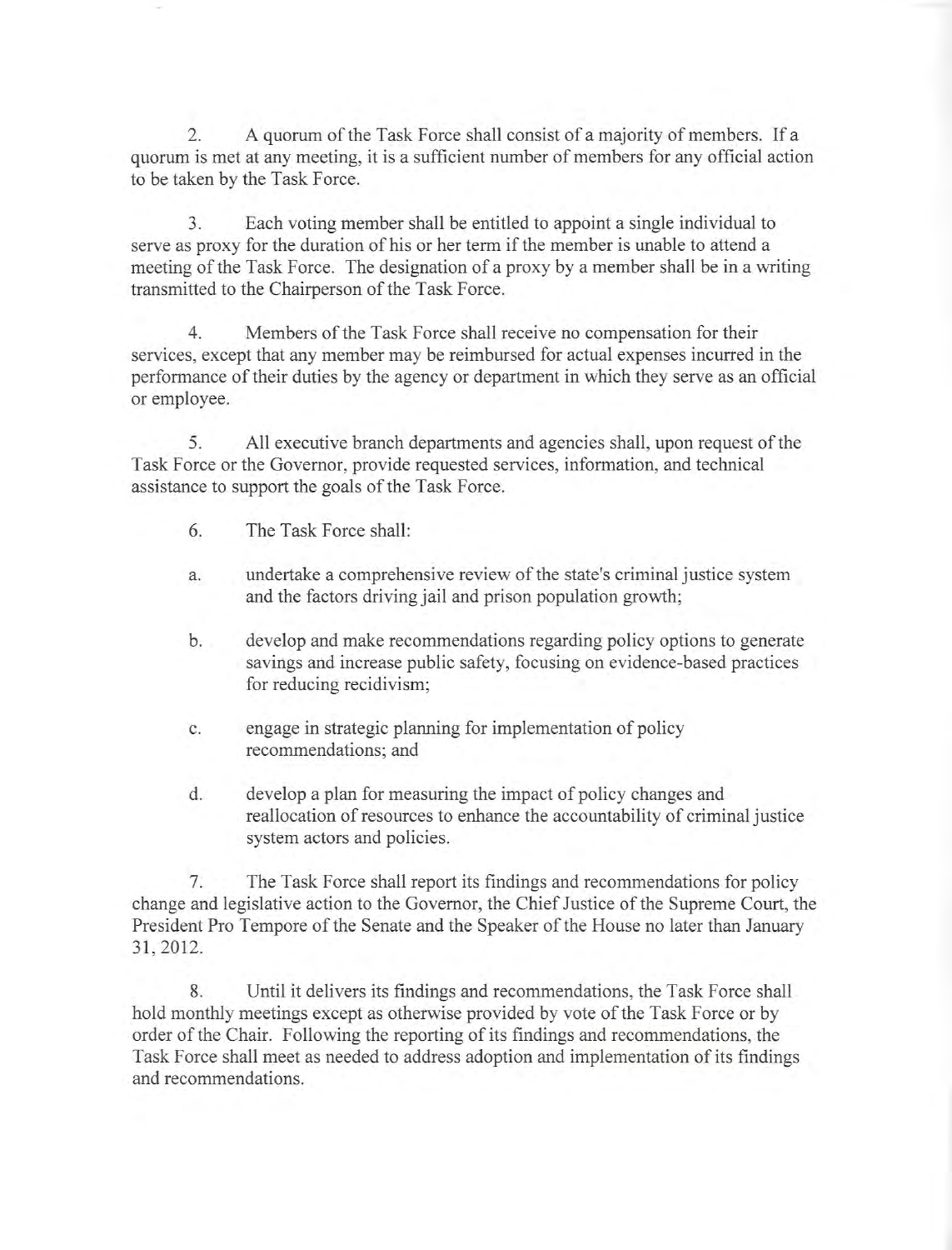2. A quorum of the Task Force shall consist of a majority of members. If a quorum is met at any meeting, it is a sufficient number of members for any official action to be taken by the Task Force.

3. Each voting member shall be entitled to appoint a single individual to serve as proxy for the duration of his or her term if the member is unable to attend a meeting of the Task Force. The designation of a proxy by a member shall be in a writing transmitted to the Chairperson of the Task Force.

4. Members of the Task Force shall receive no compensation for their services, except that any member may be reimbursed for actual expenses incurred in the performance of their duties by the agency or department in which they serve as an official or employee.

5. All executive branch departments and agencies shall, upon request of the Task Force or the Governor, provide requested services, information, and technical assistance to support the goals of the Task Force.

6. The Task Force shall:

a. undertake a comprehensive review of the state's criminal justice system and the factors driving jail and prison population growth;

b. develop and make recommendations regarding policy options to generate savings and increase public safety, focusing on evidence-based practices for reducing recidivism;

c. engage in strategic planning for implementation of policy recommendations; and

d. develop a plan for measuring the impact of policy changes and reallocation of resources to enhance the accountability of criminal justice system actors and policies.

7. The Task Force shall report its findings and recommendations for policy change and legislative action to the Governor, the Chief Justice of the Supreme Court, the President Pro Tempore of the Senate and the Speaker of the House no later than January 31, 2012.

8. Until it delivers its findings and recommendations, the Task Force shall hold monthly meetings except as otherwise provided by vote of the Task Force or by order of the Chair. Following the reporting of its findings and recommendations, the Task Force shall meet as needed to address adoption and implementation of its findings and recommendations.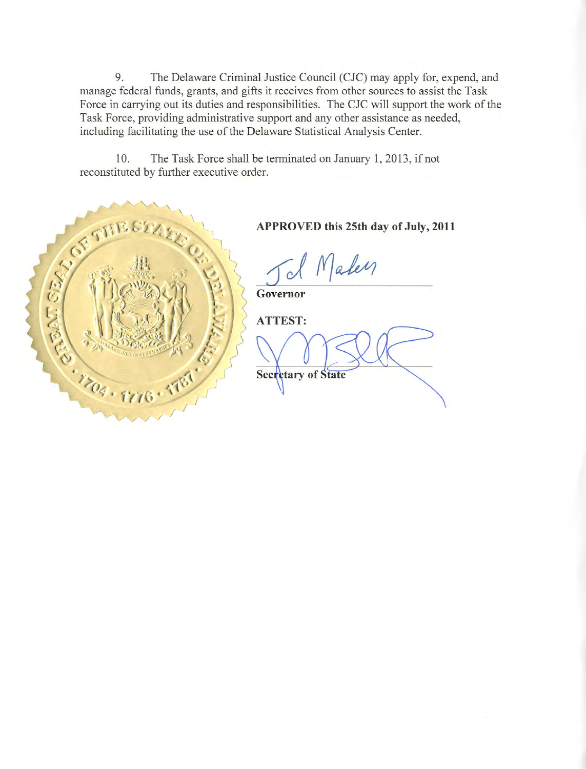9. The Delaware Criminal Justice Council (CJC) may apply for, expend, and manage federal funds, grants, and gifts it receives from other sources to assist the Task Force in carrying out its duties and responsibilities. The CJC will support the work of the Task Force, providing administrative support and any other assistance as needed, including facilitating the use of the Delaware Statistical Analysis Center.

10. The Task Force shall be terminated on January 1, 2013, if not reconstituted by further executive order.

**APPROVED this 25th day of July, 2011**

**Governor**

**ATTEST:**

**Secretary of State**